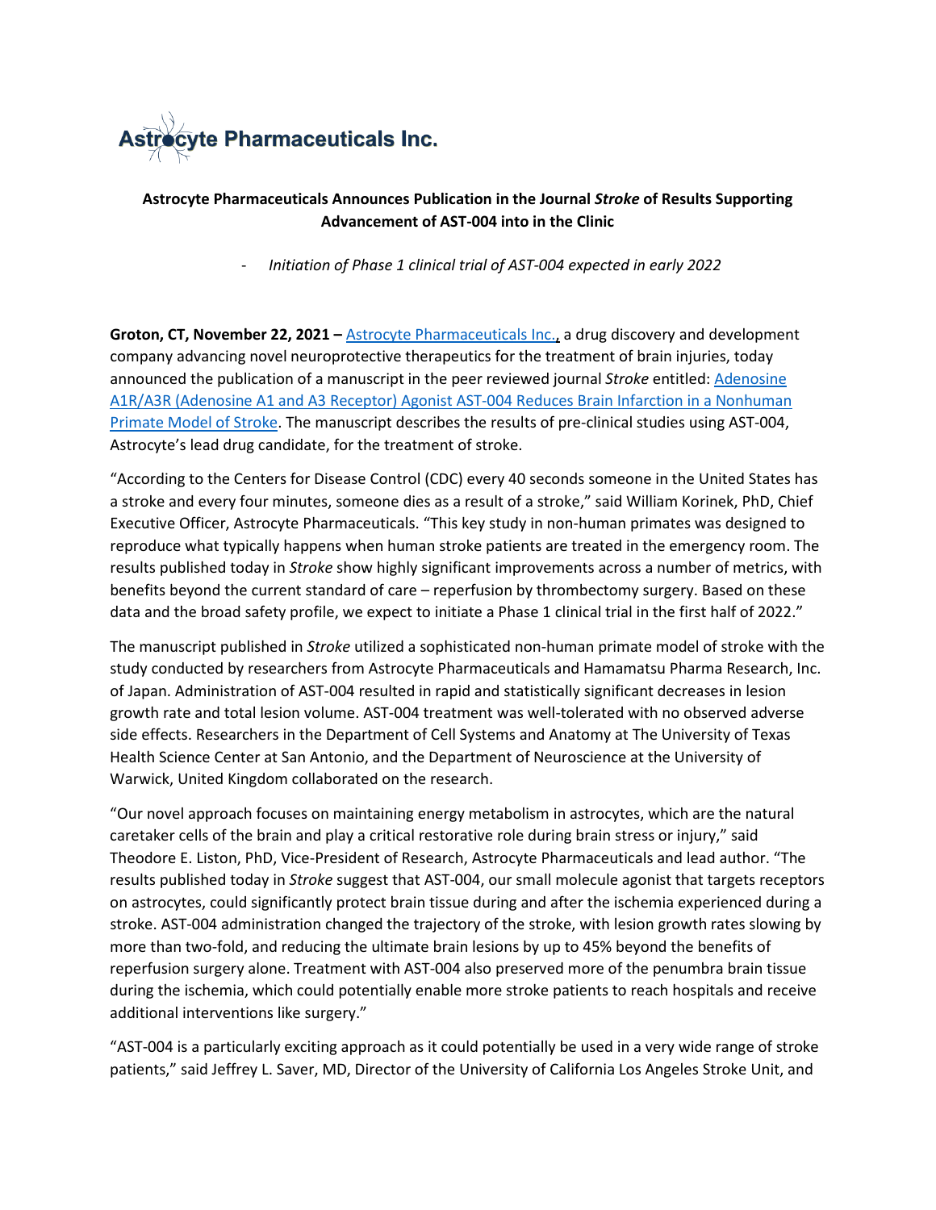Astrocyte Pharmaceuticals Inc.

**Astrocyte Pharmaceuticals Announces Publication in the Journal *Stroke* of Results Supporting Advancement of AST-004 into in the Clinic**

- *Initiation of Phase 1 clinical trial of AST-004 expected in early 2022*

**Groton, CT, November 22, 2021 –** Astrocyte Pharmaceuticals Inc., a drug discovery and development company advancing novel neuroprotective therapeutics for the treatment of brain injuries, today announced the publication of a manuscript in the peer reviewed journal *Stroke* entitled: Adenosine A1R/A3R (Adenosine A1 and A3 Receptor) Agonist AST-004 Reduces Brain Infarction in a Nonhuman Primate Model of Stroke. The manuscript describes the results of pre-clinical studies using AST-004, Astrocyte's lead drug candidate, for the treatment of stroke.

"According to the Centers for Disease Control (CDC) every 40 seconds someone in the United States has a stroke and every four minutes, someone dies as a result of a stroke," said William Korinek, PhD, Chief Executive Officer, Astrocyte Pharmaceuticals. "This key study in non-human primates was designed to reproduce what typically happens when human stroke patients are treated in the emergency room. The results published today in *Stroke* show highly significant improvements across a number of metrics, with benefits beyond the current standard of care – reperfusion by thrombectomy surgery. Based on these data and the broad safety profile, we expect to initiate a Phase 1 clinical trial in the first half of 2022."

The manuscript published in *Stroke* utilized a sophisticated non-human primate model of stroke with the study conducted by researchers from Astrocyte Pharmaceuticals and Hamamatsu Pharma Research, Inc. of Japan. Administration of AST-004 resulted in rapid and statistically significant decreases in lesion growth rate and total lesion volume. AST-004 treatment was well-tolerated with no observed adverse side effects. Researchers in the Department of Cell Systems and Anatomy at The University of Texas Health Science Center at San Antonio, and the Department of Neuroscience at the University of Warwick, United Kingdom collaborated on the research.

"Our novel approach focuses on maintaining energy metabolism in astrocytes, which are the natural caretaker cells of the brain and play a critical restorative role during brain stress or injury," said Theodore E. Liston, PhD, Vice-President of Research, Astrocyte Pharmaceuticals and lead author. "The results published today in *Stroke* suggest that AST-004, our small molecule agonist that targets receptors on astrocytes, could significantly protect brain tissue during and after the ischemia experienced during a stroke. AST-004 administration changed the trajectory of the stroke, with lesion growth rates slowing by more than two-fold, and reducing the ultimate brain lesions by up to 45% beyond the benefits of reperfusion surgery alone. Treatment with AST-004 also preserved more of the penumbra brain tissue during the ischemia, which could potentially enable more stroke patients to reach hospitals and receive additional interventions like surgery."

"AST-004 is a particularly exciting approach as it could potentially be used in a very wide range of stroke patients," said Jeffrey L. Saver, MD, Director of the University of California Los Angeles Stroke Unit, and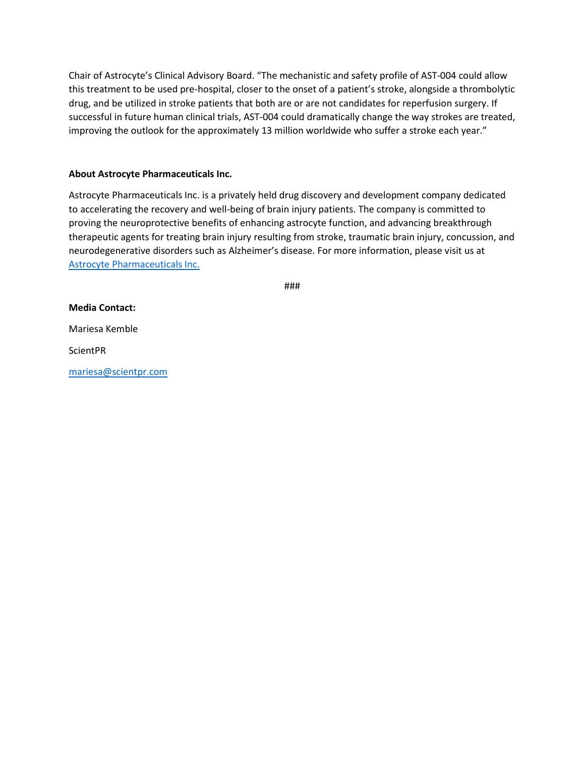Chair of Astrocyte's Clinical Advisory Board. "The mechanistic and safety profile of AST-004 could allow this treatment to be used pre-hospital, closer to the onset of a patient's stroke, alongside a thrombolytic drug, and be utilized in stroke patients that both are or are not candidates for reperfusion surgery. If successful in future human clinical trials, AST-004 could dramatically change the way strokes are treated, improving the outlook for the approximately 13 million worldwide who suffer a stroke each year."

**About Astrocyte Pharmaceuticals Inc.**

Astrocyte Pharmaceuticals Inc. is a privately held drug discovery and development company dedicated to accelerating the recovery and well-being of brain injury patients. The company is committed to proving the neuroprotective benefits of enhancing astrocyte function, and advancing breakthrough therapeutic agents for treating brain injury resulting from stroke, traumatic brain injury, concussion, and neurodegenerative disorders such as Alzheimer's disease. For more information, please visit us at Astrocyte Pharmaceuticals Inc.

###

**Media Contact:**

Mariesa Kemble

ScientPR

mariesa@scientpr.com